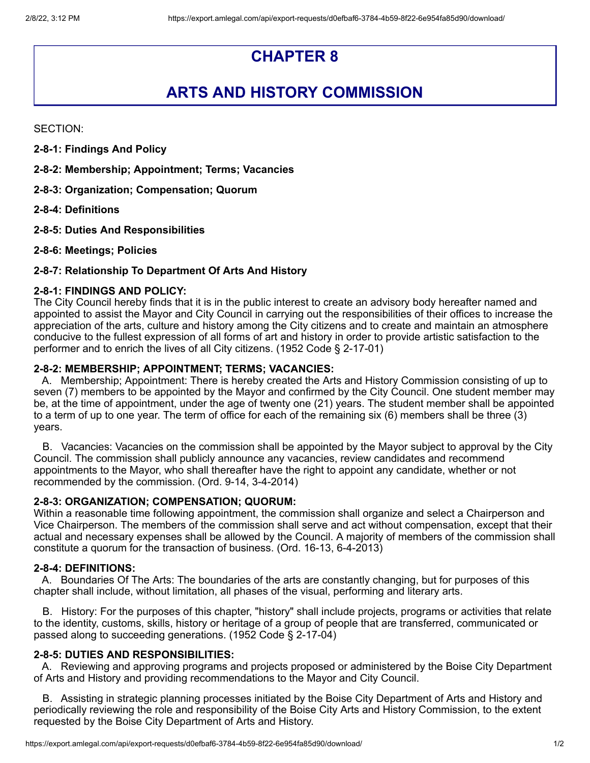# CHAPTER 8

# ARTS AND HISTORY COMMISSION

SECTION:

**2-8-1: Findings And Policy**

**2-8-2: Membership; Appointment; Terms; Vacancies**

**2-8-3: Organization; Compensation; Quorum**

**2-8-4: Definitions**

**2-8-5: Duties And Responsibilities**

**2-8-6: Meetings; Policies**

**2-8-7: Relationship To Department Of Arts And History**

### 2-8-1: FINDINGS AND POLICY:

The City Council hereby finds that it is in the public interest to create an advisory body hereafter named and appointed to assist the Mayor and City Council in carrying out the responsibilities of their offices to increase the appreciation of the arts, culture and history among the City citizens and to create and maintain an atmosphere conducive to the fullest expression of all forms of art and history in order to provide artistic satisfaction to the performer and to enrich the lives of all City citizens. (1952 Code § 2-17-01)

### 2-8-2: MEMBERSHIP; APPOINTMENT; TERMS; VACANCIES:

A. Membership; Appointment: There is hereby created the Arts and History Commission consisting of up to seven (7) members to be appointed by the Mayor and confirmed by the City Council. One student member may be, at the time of appointment, under the age of twenty one (21) years. The student member shall be appointed to a term of up to one year. The term of office for each of the remaining six (6) members shall be three (3) years.

B. Vacancies: Vacancies on the commission shall be appointed by the Mayor subject to approval by the City Council. The commission shall publicly announce any vacancies, review candidates and recommend appointments to the Mayor, who shall thereafter have the right to appoint any candidate, whether or not recommended by the commission. (Ord. 9-14, 3-4-2014)

### 2-8-3: ORGANIZATION; COMPENSATION; QUORUM:

Within a reasonable time following appointment, the commission shall organize and select a Chairperson and Vice Chairperson. The members of the commission shall serve and act without compensation, except that their actual and necessary expenses shall be allowed by the Council. A majority of members of the commission shall constitute a quorum for the transaction of business. (Ord. 16-13, 6-4-2013)

### 2-8-4: DEFINITIONS:

A. Boundaries Of The Arts: The boundaries of the arts are constantly changing, but for purposes of this chapter shall include, without limitation, all phases of the visual, performing and literary arts.

B. History: For the purposes of this chapter, "history" shall include projects, programs or activities that relate to the identity, customs, skills, history or heritage of a group of people that are transferred, communicated or passed along to succeeding generations. (1952 Code § 2-17-04)

### 2-8-5: DUTIES AND RESPONSIBILITIES:

A. Reviewing and approving programs and projects proposed or administered by the Boise City Department of Arts and History and providing recommendations to the Mayor and City Council.

B. Assisting in strategic planning processes initiated by the Boise City Department of Arts and History and periodically reviewing the role and responsibility of the Boise City Arts and History Commission, to the extent requested by the Boise City Department of Arts and History.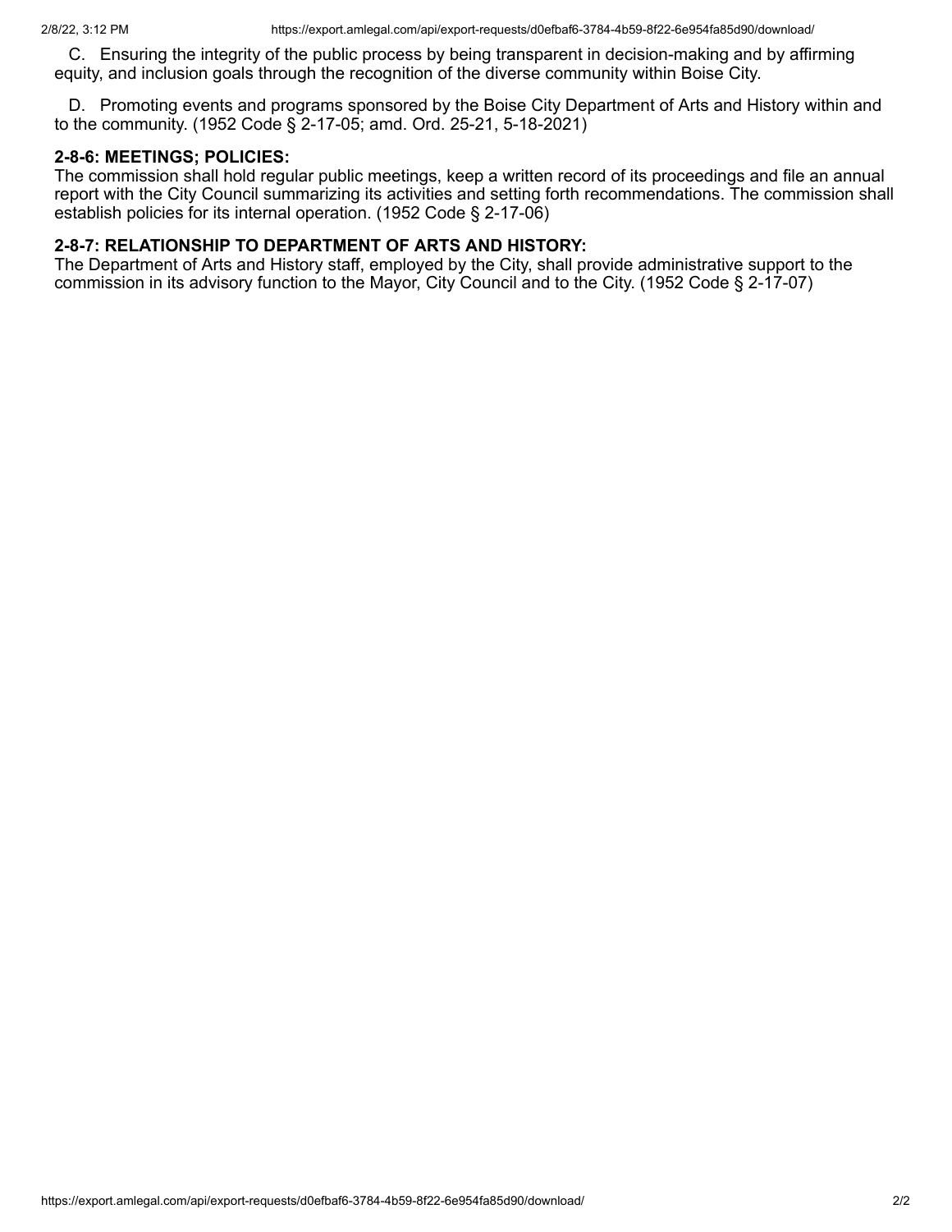C. Ensuring the integrity of the public process by being transparent in decision-making and by affirming equity, and inclusion goals through the recognition of the diverse community within Boise City.

D. Promoting events and programs sponsored by the Boise City Department of Arts and History within and to the community. (1952 Code § 2-17-05; amd. Ord. 25-21, 5-18-2021)

### 2-8-6: MEETINGS; POLICIES:

The commission shall hold regular public meetings, keep a written record of its proceedings and file an annual report with the City Council summarizing its activities and setting forth recommendations. The commission shall establish policies for its internal operation. (1952 Code § 2-17-06)

### 2-8-7: RELATIONSHIP TO DEPARTMENT OF ARTS AND HISTORY:

The Department of Arts and History staff, employed by the City, shall provide administrative support to the commission in its advisory function to the Mayor, City Council and to the City. (1952 Code § 2-17-07)